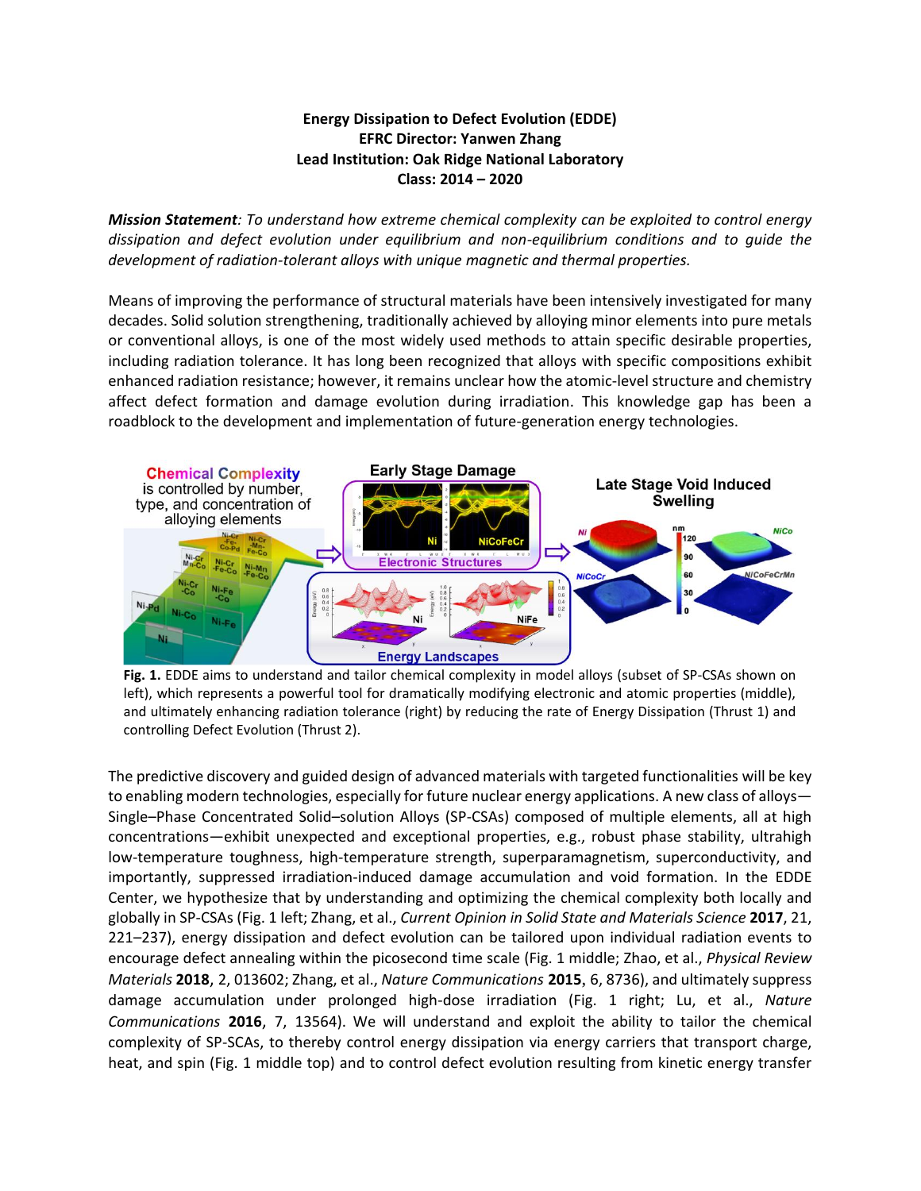**Energy Dissipation to Defect Evolution (EDDE)**
**EFRC Director: Yanwen Zhang**
**Lead Institution: Oak Ridge National Laboratory**
**Class: 2014 – 2020**

***Mission Statement**: To understand how extreme chemical complexity can be exploited to control energy dissipation and defect evolution under equilibrium and non-equilibrium conditions and to guide the development of radiation-tolerant alloys with unique magnetic and thermal properties.*

Means of improving the performance of structural materials have been intensively investigated for many decades. Solid solution strengthening, traditionally achieved by alloying minor elements into pure metals or conventional alloys, is one of the most widely used methods to attain specific desirable properties, including radiation tolerance. It has long been recognized that alloys with specific compositions exhibit enhanced radiation resistance; however, it remains unclear how the atomic-level structure and chemistry affect defect formation and damage evolution during irradiation. This knowledge gap has been a roadblock to the development and implementation of future-generation energy technologies.

**Fig. 1.** EDDE aims to understand and tailor chemical complexity in model alloys (subset of SP-CSAs shown on left), which represents a powerful tool for dramatically modifying electronic and atomic properties (middle), and ultimately enhancing radiation tolerance (right) by reducing the rate of Energy Dissipation (Thrust 1) and controlling Defect Evolution (Thrust 2).

The predictive discovery and guided design of advanced materials with targeted functionalities will be key to enabling modern technologies, especially for future nuclear energy applications. A new class of alloys—Single–Phase Concentrated Solid–solution Alloys (SP-CSAs) composed of multiple elements, all at high concentrations—exhibit unexpected and exceptional properties, e.g., robust phase stability, ultrahigh low-temperature toughness, high-temperature strength, superparamagnetism, superconductivity, and importantly, suppressed irradiation-induced damage accumulation and void formation. In the EDDE Center, we hypothesize that by understanding and optimizing the chemical complexity both locally and globally in SP-CSAs (Fig. 1 left; Zhang, et al., *Current Opinion in Solid State and Materials Science* **2017**, 21, 221–237), energy dissipation and defect evolution can be tailored upon individual radiation events to encourage defect annealing within the picosecond time scale (Fig. 1 middle; Zhao, et al., *Physical Review Materials* **2018**, 2, 013602; Zhang, et al., *Nature Communications* **2015**, 6, 8736), and ultimately suppress damage accumulation under prolonged high-dose irradiation (Fig. 1 right; Lu, et al., *Nature Communications* **2016**, 7, 13564). We will understand and exploit the ability to tailor the chemical complexity of SP-SCAs, to thereby control energy dissipation via energy carriers that transport charge, heat, and spin (Fig. 1 middle top) and to control defect evolution resulting from kinetic energy transfer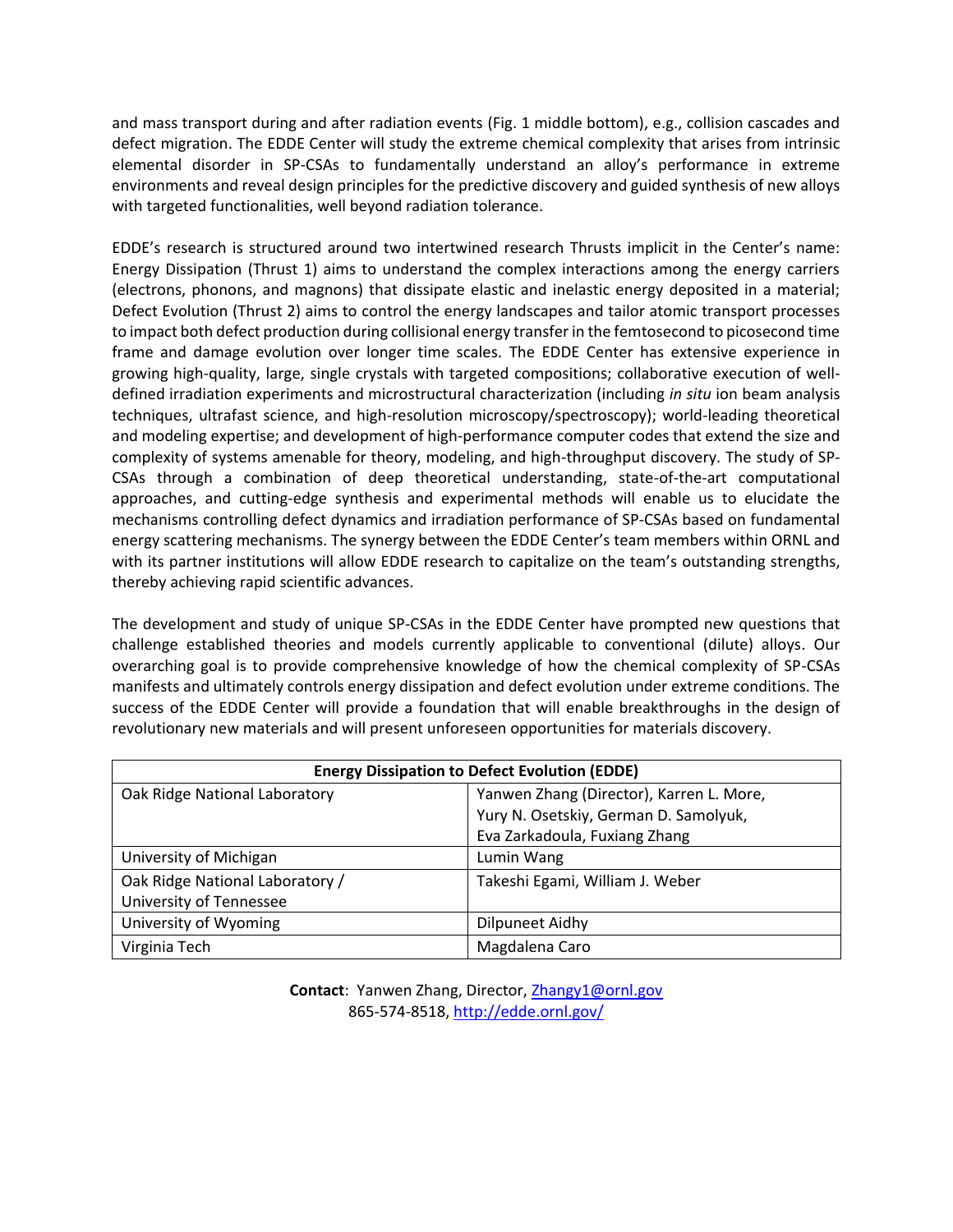and mass transport during and after radiation events (Fig. 1 middle bottom), e.g., collision cascades and defect migration. The EDDE Center will study the extreme chemical complexity that arises from intrinsic elemental disorder in SP-CSAs to fundamentally understand an alloy's performance in extreme environments and reveal design principles for the predictive discovery and guided synthesis of new alloys with targeted functionalities, well beyond radiation tolerance.

EDDE's research is structured around two intertwined research Thrusts implicit in the Center's name: Energy Dissipation (Thrust 1) aims to understand the complex interactions among the energy carriers (electrons, phonons, and magnons) that dissipate elastic and inelastic energy deposited in a material; Defect Evolution (Thrust 2) aims to control the energy landscapes and tailor atomic transport processes to impact both defect production during collisional energy transfer in the femtosecond to picosecond time frame and damage evolution over longer time scales. The EDDE Center has extensive experience in growing high-quality, large, single crystals with targeted compositions; collaborative execution of well-defined irradiation experiments and microstructural characterization (including *in situ* ion beam analysis techniques, ultrafast science, and high-resolution microscopy/spectroscopy); world-leading theoretical and modeling expertise; and development of high-performance computer codes that extend the size and complexity of systems amenable for theory, modeling, and high-throughput discovery. The study of SP-CSAs through a combination of deep theoretical understanding, state-of-the-art computational approaches, and cutting-edge synthesis and experimental methods will enable us to elucidate the mechanisms controlling defect dynamics and irradiation performance of SP-CSAs based on fundamental energy scattering mechanisms. The synergy between the EDDE Center's team members within ORNL and with its partner institutions will allow EDDE research to capitalize on the team's outstanding strengths, thereby achieving rapid scientific advances.

The development and study of unique SP-CSAs in the EDDE Center have prompted new questions that challenge established theories and models currently applicable to conventional (dilute) alloys. Our overarching goal is to provide comprehensive knowledge of how the chemical complexity of SP-CSAs manifests and ultimately controls energy dissipation and defect evolution under extreme conditions. The success of the EDDE Center will provide a foundation that will enable breakthroughs in the design of revolutionary new materials and will present unforeseen opportunities for materials discovery.

| **Energy Dissipation to Defect Evolution (EDDE)** | |
|---|---|
| Oak Ridge National Laboratory | Yanwen Zhang (Director), Karren L. More, Yury N. Osetskiy, German D. Samolyuk, Eva Zarkadoula, Fuxiang Zhang |
| University of Michigan | Lumin Wang |
| Oak Ridge National Laboratory / University of Tennessee | Takeshi Egami, William J. Weber |
| University of Wyoming | Dilpuneet Aidhy |
| Virginia Tech | Magdalena Caro |

**Contact**: Yanwen Zhang, Director, Zhangy1@ornl.gov
865-574-8518, http://edde.ornl.gov/